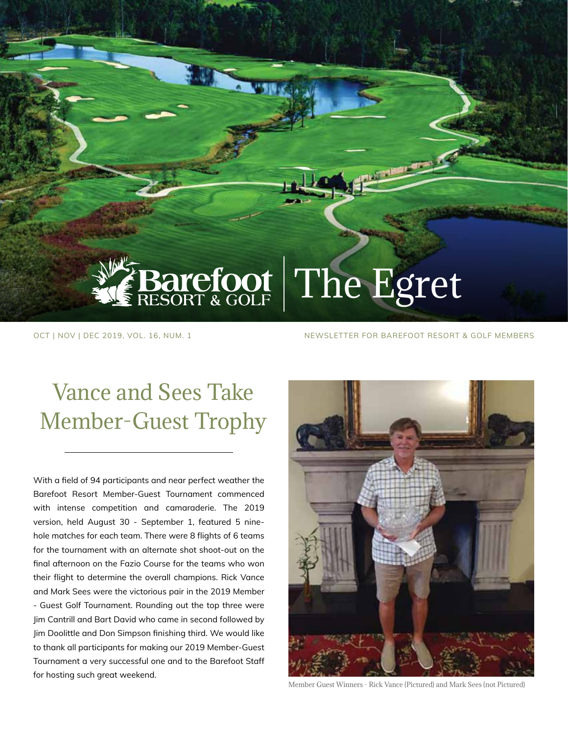Barefoot RESORT & GOLF | The Egret

OCT | NOV | DEC 2019, VOL. 16, NUM. 1

NEWSLETTER FOR BAREFOOT RESORT & GOLF MEMBERS

# Vance and Sees Take Member-Guest Trophy

With a field of 94 participants and near perfect weather the Barefoot Resort Member-Guest Tournament commenced with intense competition and camaraderie. The 2019 version, held August 30 - September 1, featured 5 nine-hole matches for each team. There were 8 flights of 6 teams for the tournament with an alternate shot shoot-out on the final afternoon on the Fazio Course for the teams who won their flight to determine the overall champions. Rick Vance and Mark Sees were the victorious pair in the 2019 Member - Guest Golf Tournament. Rounding out the top three were Jim Cantrill and Bart David who came in second followed by Jim Doolittle and Don Simpson finishing third. We would like to thank all participants for making our 2019 Member-Guest Tournament a very successful one and to the Barefoot Staff for hosting such great weekend.

Member Guest Winners - Rick Vance (Pictured) and Mark Sees (not Pictured)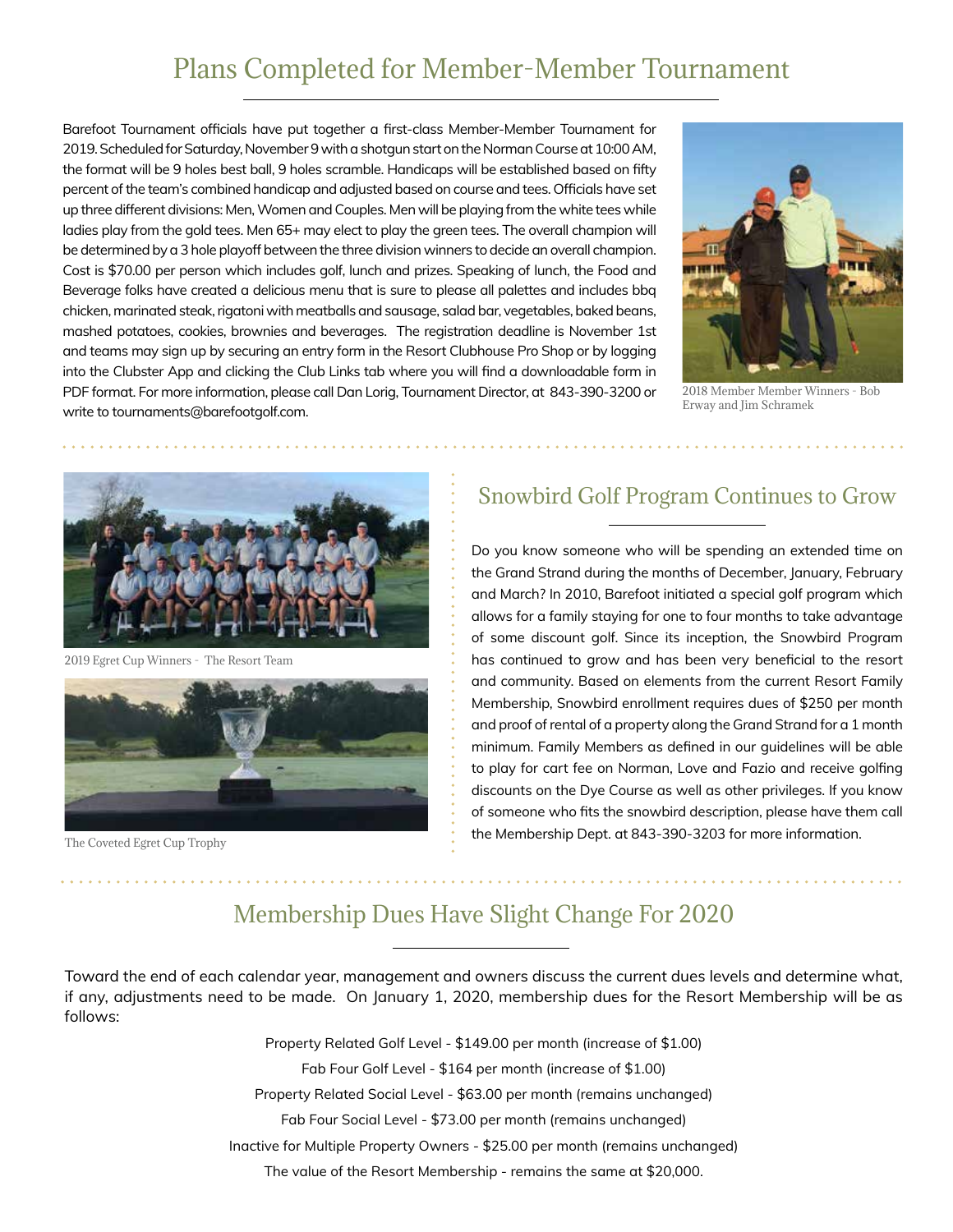## Plans Completed for Member-Member Tournament

Barefoot Tournament officials have put together a first-class Member-Member Tournament for 2019. Scheduled for Saturday, November 9 with a shotgun start on the Norman Course at 10:00 AM, the format will be 9 holes best ball, 9 holes scramble. Handicaps will be established based on fifty percent of the team's combined handicap and adjusted based on course and tees. Officials have set up three different divisions: Men, Women and Couples. Men will be playing from the white tees while ladies play from the gold tees. Men 65+ may elect to play the green tees. The overall champion will be determined by a 3 hole playoff between the three division winners to decide an overall champion. Cost is $70.00 per person which includes golf, lunch and prizes. Speaking of lunch, the Food and Beverage folks have created a delicious menu that is sure to please all palettes and includes bbq chicken, marinated steak, rigatoni with meatballs and sausage, salad bar, vegetables, baked beans, mashed potatoes, cookies, brownies and beverages. The registration deadline is November 1st and teams may sign up by securing an entry form in the Resort Clubhouse Pro Shop or by logging into the Clubster App and clicking the Club Links tab where you will find a downloadable form in PDF format. For more information, please call Dan Lorig, Tournament Director, at 843-390-3200 or write to tournaments@barefootgolf.com.

2018 Member Member Winners - Bob Erway and Jim Schramek

2019 Egret Cup Winners - The Resort Team

The Coveted Egret Cup Trophy

## Snowbird Golf Program Continues to Grow

Do you know someone who will be spending an extended time on the Grand Strand during the months of December, January, February and March? In 2010, Barefoot initiated a special golf program which allows for a family staying for one to four months to take advantage of some discount golf. Since its inception, the Snowbird Program has continued to grow and has been very beneficial to the resort and community. Based on elements from the current Resort Family Membership, Snowbird enrollment requires dues of $250 per month and proof of rental of a property along the Grand Strand for a 1 month minimum. Family Members as defined in our guidelines will be able to play for cart fee on Norman, Love and Fazio and receive golfing discounts on the Dye Course as well as other privileges. If you know of someone who fits the snowbird description, please have them call the Membership Dept. at 843-390-3203 for more information.

## Membership Dues Have Slight Change For 2020

Toward the end of each calendar year, management and owners discuss the current dues levels and determine what, if any, adjustments need to be made. On January 1, 2020, membership dues for the Resort Membership will be as follows:

Property Related Golf Level - $149.00 per month (increase of $1.00)

Fab Four Golf Level - $164 per month (increase of $1.00)

Property Related Social Level - $63.00 per month (remains unchanged)

Fab Four Social Level - $73.00 per month (remains unchanged)

Inactive for Multiple Property Owners - $25.00 per month (remains unchanged)

The value of the Resort Membership - remains the same at $20,000.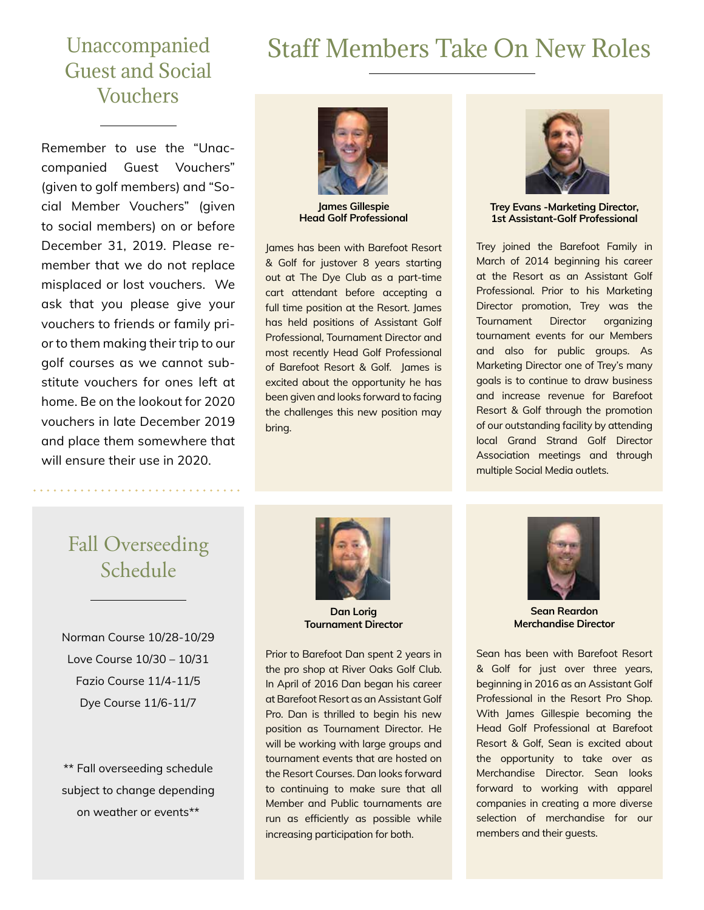## Unaccompanied Guest and Social Vouchers

Remember to use the "Unaccompanied Guest Vouchers" (given to golf members) and "Social Member Vouchers" (given to social members) on or before December 31, 2019. Please remember that we do not replace misplaced or lost vouchers. We ask that you please give your vouchers to friends or family prior to them making their trip to our golf courses as we cannot substitute vouchers for ones left at home. Be on the lookout for 2020 vouchers in late December 2019 and place them somewhere that will ensure their use in 2020.

## Fall Overseeding Schedule

Norman Course 10/28-10/29

Love Course 10/30 – 10/31

Fazio Course 11/4-11/5

Dye Course 11/6-11/7

** Fall overseeding schedule subject to change depending on weather or events**

# Staff Members Take On New Roles

**James Gillespie**
**Head Golf Professional**

James has been with Barefoot Resort & Golf for justover 8 years starting out at The Dye Club as a part-time cart attendant before accepting a full time position at the Resort. James has held positions of Assistant Golf Professional, Tournament Director and most recently Head Golf Professional of Barefoot Resort & Golf. James is excited about the opportunity he has been given and looks forward to facing the challenges this new position may bring.

**Trey Evans -Marketing Director,**
**1st Assistant-Golf Professional**

Trey joined the Barefoot Family in March of 2014 beginning his career at the Resort as an Assistant Golf Professional. Prior to his Marketing Director promotion, Trey was the Tournament Director organizing tournament events for our Members and also for public groups. As Marketing Director one of Trey's many goals is to continue to draw business and increase revenue for Barefoot Resort & Golf through the promotion of our outstanding facility by attending local Grand Strand Golf Director Association meetings and through multiple Social Media outlets.

**Dan Lorig**
**Tournament Director**

Prior to Barefoot Dan spent 2 years in the pro shop at River Oaks Golf Club. In April of 2016 Dan began his career at Barefoot Resort as an Assistant Golf Pro. Dan is thrilled to begin his new position as Tournament Director. He will be working with large groups and tournament events that are hosted on the Resort Courses. Dan looks forward to continuing to make sure that all Member and Public tournaments are run as efficiently as possible while increasing participation for both.

**Sean Reardon**
**Merchandise Director**

Sean has been with Barefoot Resort & Golf for just over three years, beginning in 2016 as an Assistant Golf Professional in the Resort Pro Shop. With James Gillespie becoming the Head Golf Professional at Barefoot Resort & Golf, Sean is excited about the opportunity to take over as Merchandise Director. Sean looks forward to working with apparel companies in creating a more diverse selection of merchandise for our members and their guests.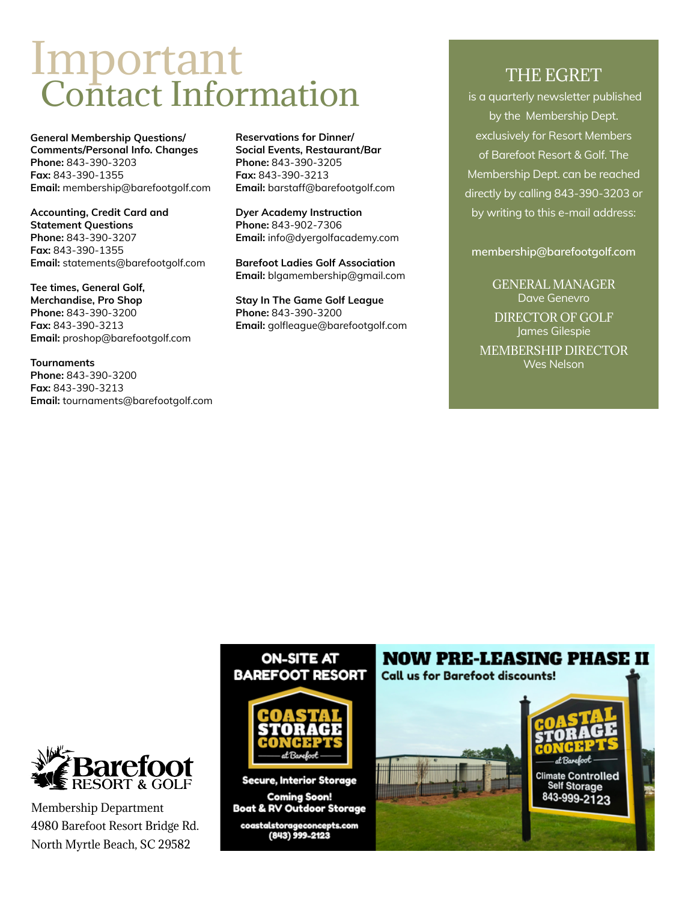# Important Contact Information

**General Membership Questions/ Comments/Personal Info. Changes**
**Phone:** 843-390-3203
**Fax:** 843-390-1355
**Email:** membership@barefootgolf.com

**Accounting, Credit Card and Statement Questions**
**Phone:** 843-390-3207
**Fax:** 843-390-1355
**Email:** statements@barefootgolf.com

**Tee times, General Golf, Merchandise, Pro Shop**
**Phone:** 843-390-3200
**Fax:** 843-390-3213
**Email:** proshop@barefootgolf.com

**Tournaments**
**Phone:** 843-390-3200
**Fax:** 843-390-3213
**Email:** tournaments@barefootgolf.com

**Reservations for Dinner/ Social Events, Restaurant/Bar**
**Phone:** 843-390-3205
**Fax:** 843-390-3213
**Email:** barstaff@barefootgolf.com

**Dyer Academy Instruction**
**Phone:** 843-902-7306
**Email:** info@dyergolfacademy.com

**Barefoot Ladies Golf Association**
**Email:** blgamembership@gmail.com

**Stay In The Game Golf League**
**Phone:** 843-390-3200
**Email:** golfleague@barefootgolf.com

## THE EGRET

is a quarterly newsletter published by the Membership Dept. exclusively for Resort Members of Barefoot Resort & Golf. The Membership Dept. can be reached directly by calling 843-390-3203 or by writing to this e-mail address:

membership@barefootgolf.com

GENERAL MANAGER
Dave Genevro

DIRECTOR OF GOLF
James Gilespie

MEMBERSHIP DIRECTOR
Wes Nelson

Barefoot RESORT & GOLF

Membership Department
4980 Barefoot Resort Bridge Rd.
North Myrtle Beach, SC 29582

ON-SITE AT BAREFOOT RESORT

COASTAL STORAGE CONCEPTS at Barefoot

Secure, Interior Storage

Coming Soon!
Boat & RV Outdoor Storage

coastalstorageconcepts.com
(843) 999-2123

NOW PRE-LEASING PHASE II

Call us for Barefoot discounts!

COASTAL STORAGE CONCEPTS at Barefoot
Climate Controlled Self Storage
843-999-2123